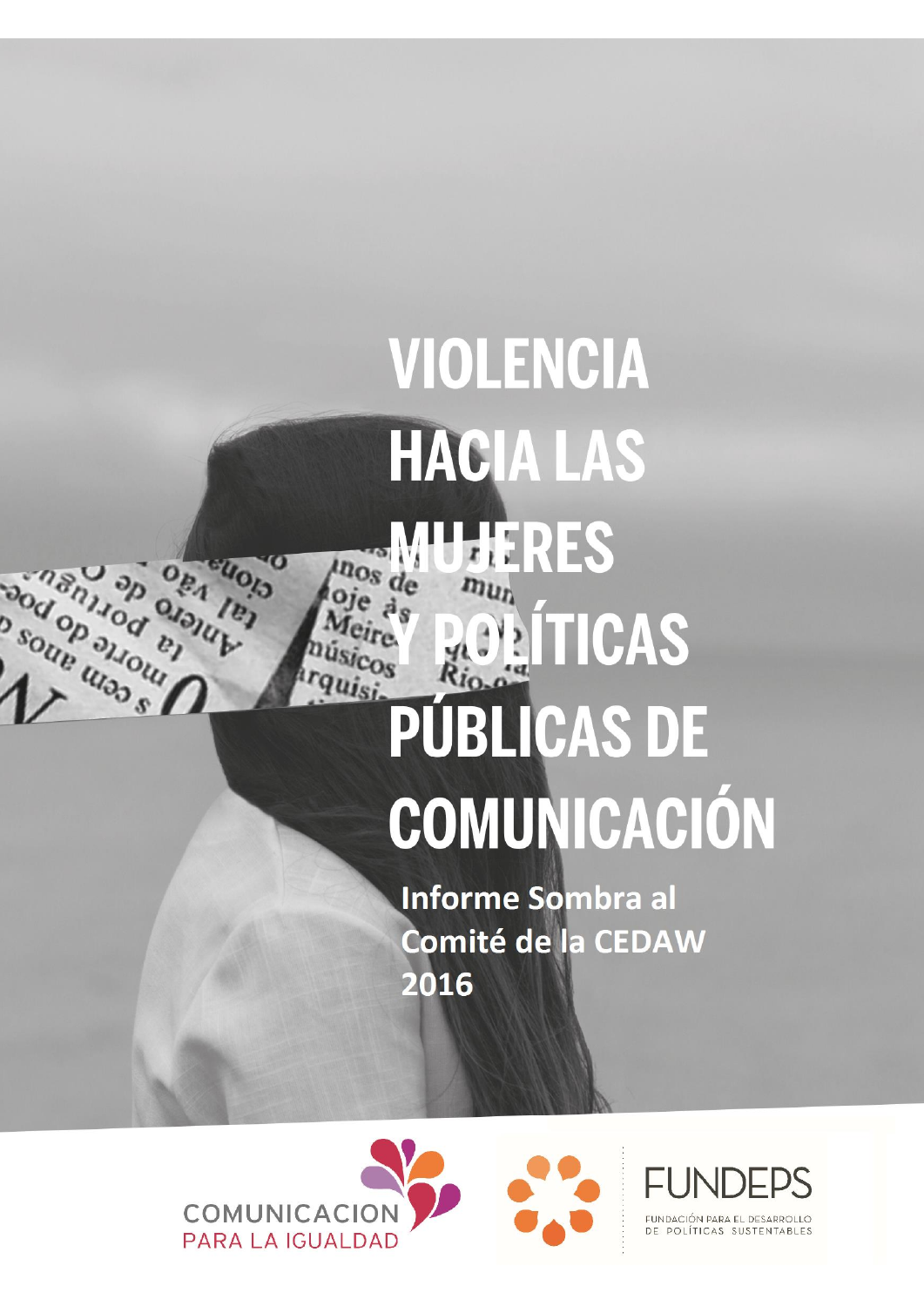# VIOLENCIA HACIA LAS MUJERES Y POLÍTICAS PÚBLICAS DE COMUNICACIÓN

**Informe Sombra al Comité de la CEDAW 2016**

COMUNICACION PARA LA IGUALDAD

FUNDEPS

FUNDACIÓN PARA EL DESARROLLO DE POLÍTICAS SUSTENTABLES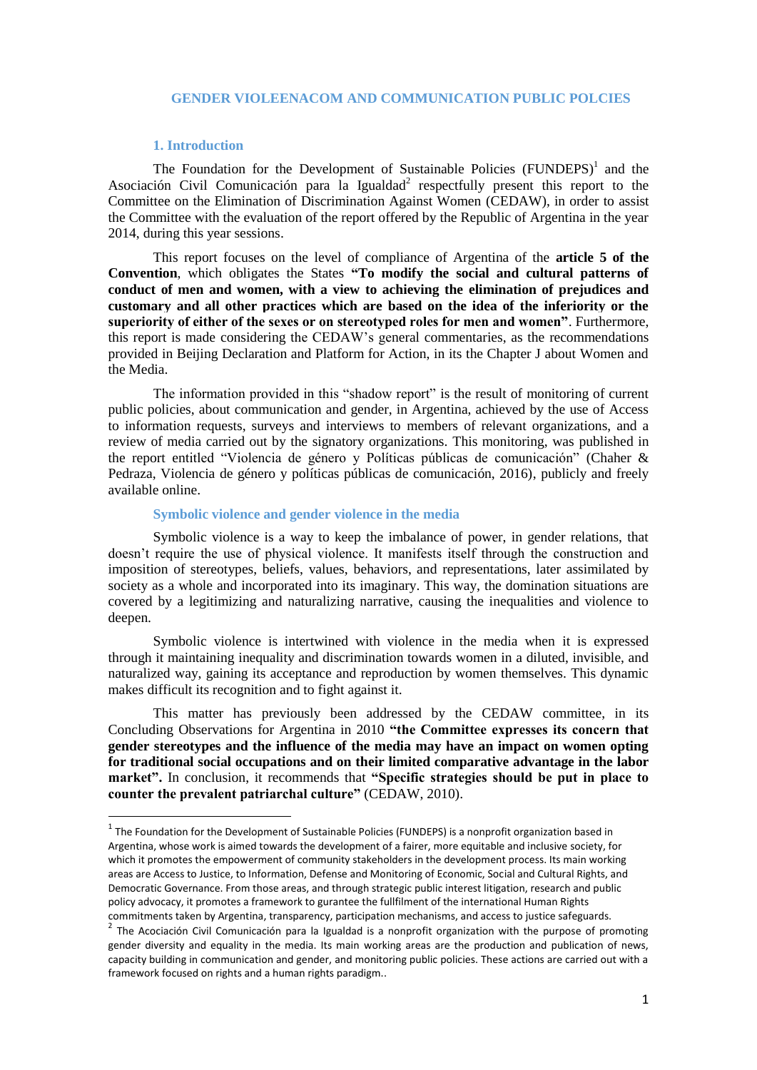## GENDER VIOLEENACOM AND COMMUNICATION PUBLIC POLCIES

### 1. Introduction

The Foundation for the Development of Sustainable Policies (FUNDEPS)[1] and the Asociación Civil Comunicación para la Igualdad[2] respectfully present this report to the Committee on the Elimination of Discrimination Against Women (CEDAW), in order to assist the Committee with the evaluation of the report offered by the Republic of Argentina in the year 2014, during this year sessions.

This report focuses on the level of compliance of Argentina of the **article 5 of the Convention**, which obligates the States **"To modify the social and cultural patterns of conduct of men and women, with a view to achieving the elimination of prejudices and customary and all other practices which are based on the idea of the inferiority or the superiority of either of the sexes or on stereotyped roles for men and women"**. Furthermore, this report is made considering the CEDAW's general commentaries, as the recommendations provided in Beijing Declaration and Platform for Action, in its the Chapter J about Women and the Media.

The information provided in this "shadow report" is the result of monitoring of current public policies, about communication and gender, in Argentina, achieved by the use of Access to information requests, surveys and interviews to members of relevant organizations, and a review of media carried out by the signatory organizations. This monitoring, was published in the report entitled "Violencia de género y Políticas públicas de comunicación" (Chaher & Pedraza, Violencia de género y políticas públicas de comunicación, 2016), publicly and freely available online.

### Symbolic violence and gender violence in the media

Symbolic violence is a way to keep the imbalance of power, in gender relations, that doesn't require the use of physical violence. It manifests itself through the construction and imposition of stereotypes, beliefs, values, behaviors, and representations, later assimilated by society as a whole and incorporated into its imaginary. This way, the domination situations are covered by a legitimizing and naturalizing narrative, causing the inequalities and violence to deepen.

Symbolic violence is intertwined with violence in the media when it is expressed through it maintaining inequality and discrimination towards women in a diluted, invisible, and naturalized way, gaining its acceptance and reproduction by women themselves. This dynamic makes difficult its recognition and to fight against it.

This matter has previously been addressed by the CEDAW committee, in its Concluding Observations for Argentina in 2010 **"the Committee expresses its concern that gender stereotypes and the influence of the media may have an impact on women opting for traditional social occupations and on their limited comparative advantage in the labor market".** In conclusion, it recommends that **"Specific strategies should be put in place to counter the prevalent patriarchal culture"** (CEDAW, 2010).

---

[1] The Foundation for the Development of Sustainable Policies (FUNDEPS) is a nonprofit organization based in Argentina, whose work is aimed towards the development of a fairer, more equitable and inclusive society, for which it promotes the empowerment of community stakeholders in the development process. Its main working areas are Access to Justice, to Information, Defense and Monitoring of Economic, Social and Cultural Rights, and Democratic Governance. From those areas, and through strategic public interest litigation, research and public policy advocacy, it promotes a framework to gurantee the fullfilment of the international Human Rights commitments taken by Argentina, transparency, participation mechanisms, and access to justice safeguards.

[2] The Acociación Civil Comunicación para la Igualdad is a nonprofit organization with the purpose of promoting gender diversity and equality in the media. Its main working areas are the production and publication of news, capacity building in communication and gender, and monitoring public policies. These actions are carried out with a framework focused on rights and a human rights paradigm..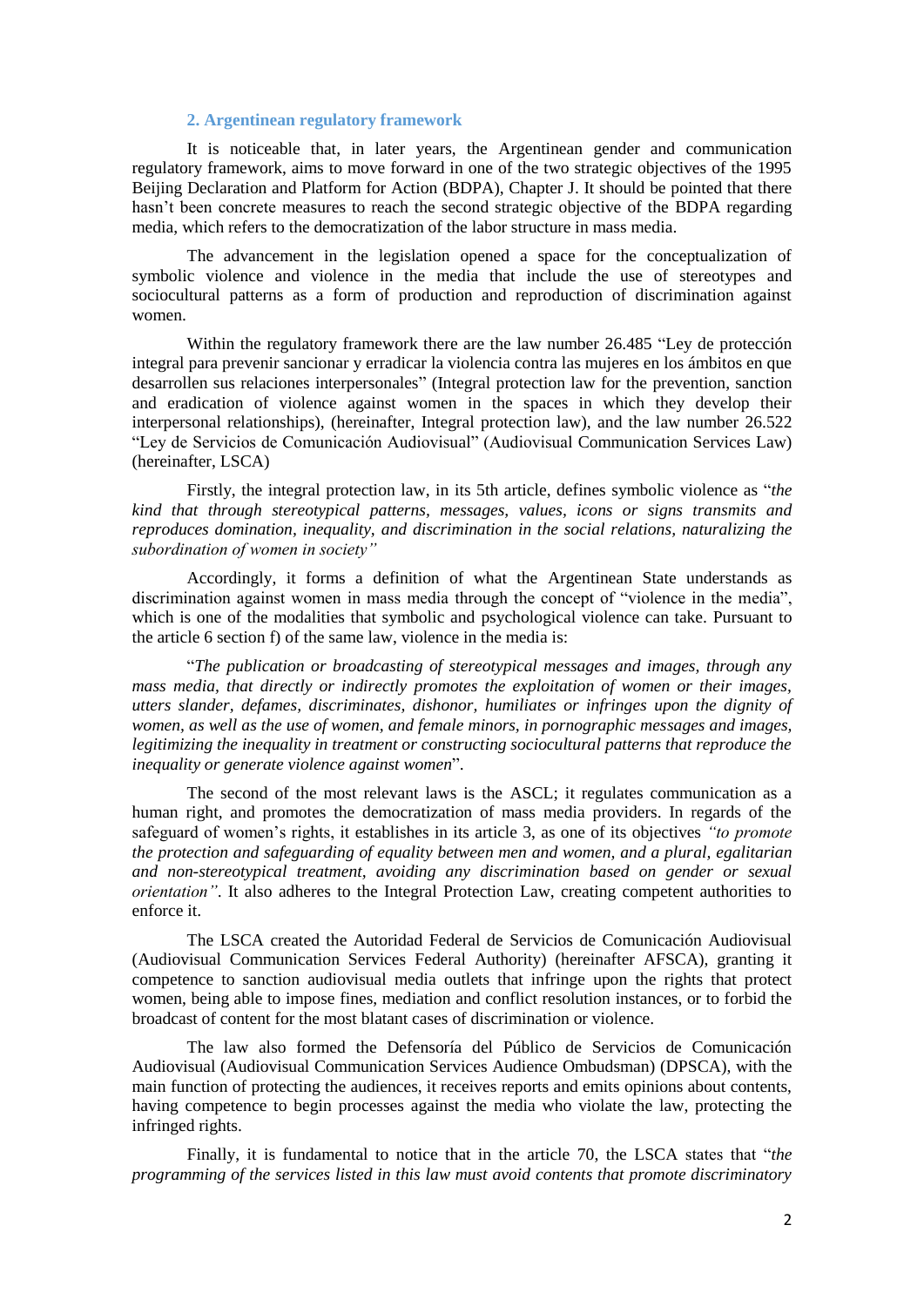## 2. Argentinean regulatory framework

It is noticeable that, in later years, the Argentinean gender and communication regulatory framework, aims to move forward in one of the two strategic objectives of the 1995 Beijing Declaration and Platform for Action (BDPA), Chapter J. It should be pointed that there hasn't been concrete measures to reach the second strategic objective of the BDPA regarding media, which refers to the democratization of the labor structure in mass media.

The advancement in the legislation opened a space for the conceptualization of symbolic violence and violence in the media that include the use of stereotypes and sociocultural patterns as a form of production and reproduction of discrimination against women.

Within the regulatory framework there are the law number 26.485 "Ley de protección integral para prevenir sancionar y erradicar la violencia contra las mujeres en los ámbitos en que desarrollen sus relaciones interpersonales" (Integral protection law for the prevention, sanction and eradication of violence against women in the spaces in which they develop their interpersonal relationships), (hereinafter, Integral protection law), and the law number 26.522 "Ley de Servicios de Comunicación Audiovisual" (Audiovisual Communication Services Law) (hereinafter, LSCA)

Firstly, the integral protection law, in its 5th article, defines symbolic violence as "*the kind that through stereotypical patterns, messages, values, icons or signs transmits and reproduces domination, inequality, and discrimination in the social relations, naturalizing the subordination of women in society"*

Accordingly, it forms a definition of what the Argentinean State understands as discrimination against women in mass media through the concept of "violence in the media", which is one of the modalities that symbolic and psychological violence can take. Pursuant to the article 6 section f) of the same law, violence in the media is:

"*The publication or broadcasting of stereotypical messages and images, through any mass media, that directly or indirectly promotes the exploitation of women or their images, utters slander, defames, discriminates, dishonor, humiliates or infringes upon the dignity of women, as well as the use of women, and female minors, in pornographic messages and images, legitimizing the inequality in treatment or constructing sociocultural patterns that reproduce the inequality or generate violence against women*".

The second of the most relevant laws is the ASCL; it regulates communication as a human right, and promotes the democratization of mass media providers. In regards of the safeguard of women's rights, it establishes in its article 3, as one of its objectives *"to promote the protection and safeguarding of equality between men and women, and a plural, egalitarian and non-stereotypical treatment, avoiding any discrimination based on gender or sexual orientation"*. It also adheres to the Integral Protection Law, creating competent authorities to enforce it.

The LSCA created the Autoridad Federal de Servicios de Comunicación Audiovisual (Audiovisual Communication Services Federal Authority) (hereinafter AFSCA), granting it competence to sanction audiovisual media outlets that infringe upon the rights that protect women, being able to impose fines, mediation and conflict resolution instances, or to forbid the broadcast of content for the most blatant cases of discrimination or violence.

The law also formed the Defensoría del Público de Servicios de Comunicación Audiovisual (Audiovisual Communication Services Audience Ombudsman) (DPSCA), with the main function of protecting the audiences, it receives reports and emits opinions about contents, having competence to begin processes against the media who violate the law, protecting the infringed rights.

Finally, it is fundamental to notice that in the article 70, the LSCA states that "*the programming of the services listed in this law must avoid contents that promote discriminatory*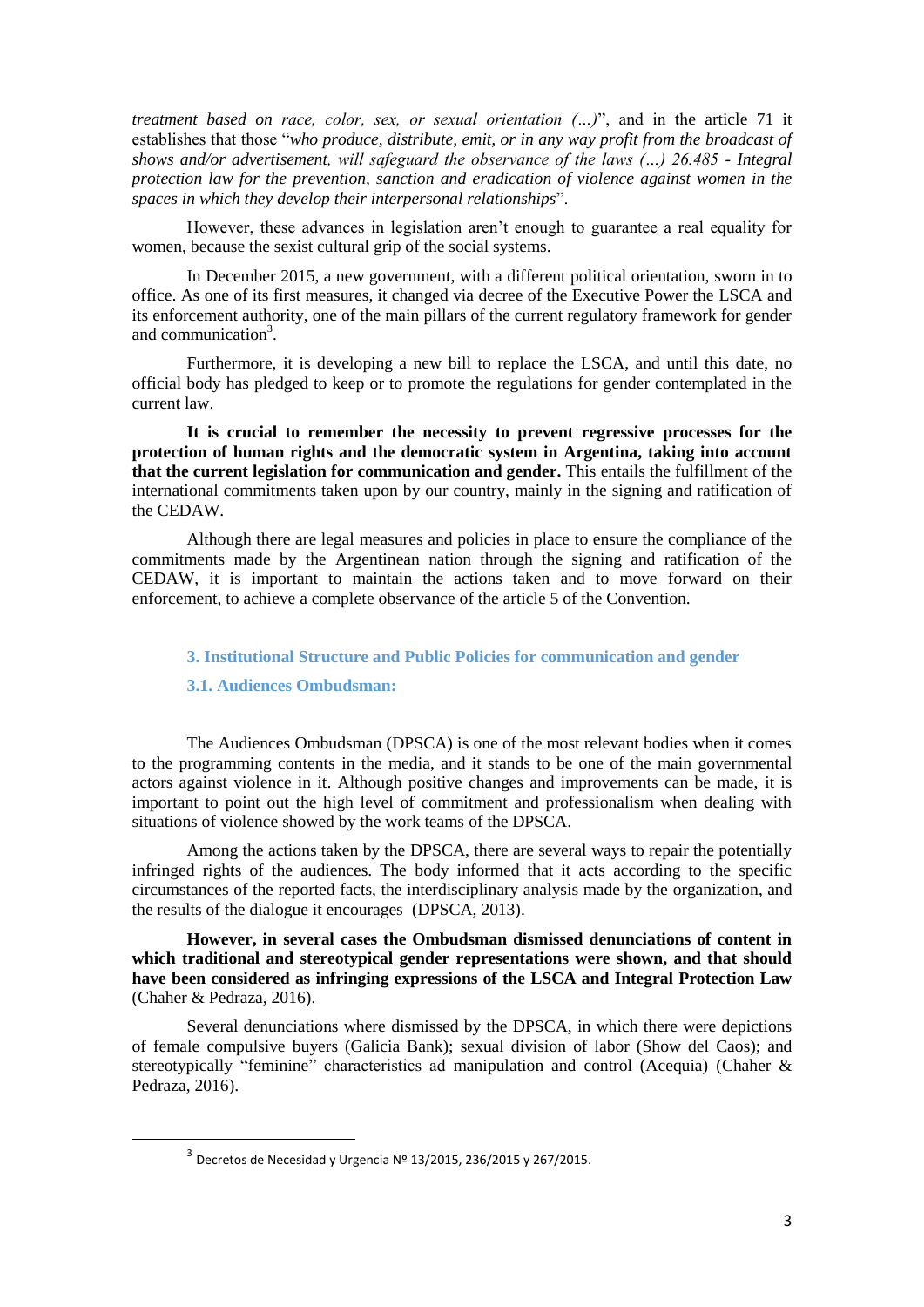*treatment based on race, color, sex, or sexual orientation (...)*", and in the article 71 it establishes that those "*who produce, distribute, emit, or in any way profit from the broadcast of shows and/or advertisement, will safeguard the observance of the laws (...) 26.485 - Integral protection law for the prevention, sanction and eradication of violence against women in the spaces in which they develop their interpersonal relationships*".

However, these advances in legislation aren't enough to guarantee a real equality for women, because the sexist cultural grip of the social systems.

In December 2015, a new government, with a different political orientation, sworn in to office. As one of its first measures, it changed via decree of the Executive Power the LSCA and its enforcement authority, one of the main pillars of the current regulatory framework for gender and communication[3].

Furthermore, it is developing a new bill to replace the LSCA, and until this date, no official body has pledged to keep or to promote the regulations for gender contemplated in the current law.

**It is crucial to remember the necessity to prevent regressive processes for the protection of human rights and the democratic system in Argentina, taking into account that the current legislation for communication and gender.** This entails the fulfillment of the international commitments taken upon by our country, mainly in the signing and ratification of the CEDAW.

Although there are legal measures and policies in place to ensure the compliance of the commitments made by the Argentinean nation through the signing and ratification of the CEDAW, it is important to maintain the actions taken and to move forward on their enforcement, to achieve a complete observance of the article 5 of the Convention.

## 3. Institutional Structure and Public Policies for communication and gender

### 3.1. Audiences Ombudsman:

The Audiences Ombudsman (DPSCA) is one of the most relevant bodies when it comes to the programming contents in the media, and it stands to be one of the main governmental actors against violence in it. Although positive changes and improvements can be made, it is important to point out the high level of commitment and professionalism when dealing with situations of violence showed by the work teams of the DPSCA.

Among the actions taken by the DPSCA, there are several ways to repair the potentially infringed rights of the audiences. The body informed that it acts according to the specific circumstances of the reported facts, the interdisciplinary analysis made by the organization, and the results of the dialogue it encourages (DPSCA, 2013).

**However, in several cases the Ombudsman dismissed denunciations of content in which traditional and stereotypical gender representations were shown, and that should have been considered as infringing expressions of the LSCA and Integral Protection Law** (Chaher & Pedraza, 2016).

Several denunciations where dismissed by the DPSCA, in which there were depictions of female compulsive buyers (Galicia Bank); sexual division of labor (Show del Caos); and stereotypically "feminine" characteristics ad manipulation and control (Acequia) (Chaher & Pedraza, 2016).

[3] Decretos de Necesidad y Urgencia Nº 13/2015, 236/2015 y 267/2015.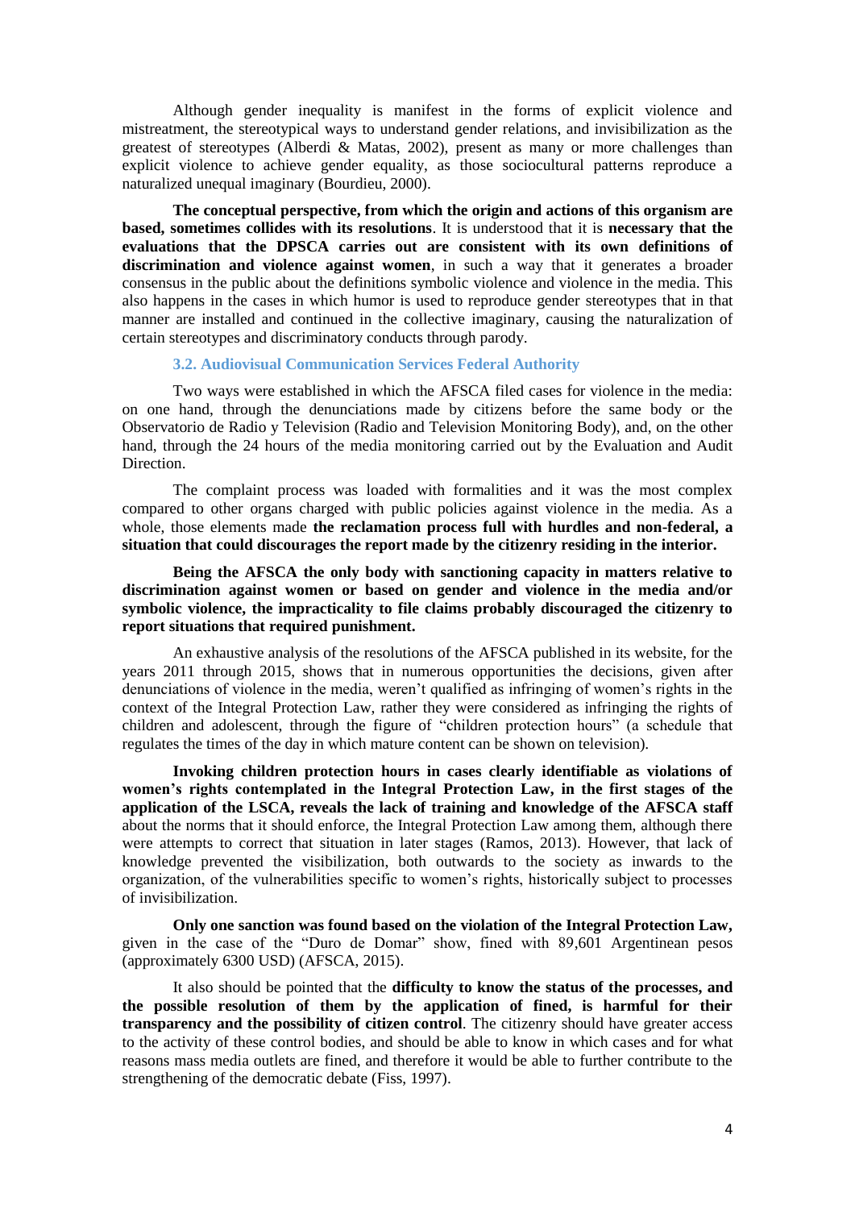Although gender inequality is manifest in the forms of explicit violence and mistreatment, the stereotypical ways to understand gender relations, and invisibilization as the greatest of stereotypes (Alberdi & Matas, 2002), present as many or more challenges than explicit violence to achieve gender equality, as those sociocultural patterns reproduce a naturalized unequal imaginary (Bourdieu, 2000).

**The conceptual perspective, from which the origin and actions of this organism are based, sometimes collides with its resolutions**. It is understood that it is **necessary that the evaluations that the DPSCA carries out are consistent with its own definitions of discrimination and violence against women**, in such a way that it generates a broader consensus in the public about the definitions symbolic violence and violence in the media. This also happens in the cases in which humor is used to reproduce gender stereotypes that in that manner are installed and continued in the collective imaginary, causing the naturalization of certain stereotypes and discriminatory conducts through parody.

### 3.2. Audiovisual Communication Services Federal Authority

Two ways were established in which the AFSCA filed cases for violence in the media: on one hand, through the denunciations made by citizens before the same body or the Observatorio de Radio y Television (Radio and Television Monitoring Body), and, on the other hand, through the 24 hours of the media monitoring carried out by the Evaluation and Audit Direction.

The complaint process was loaded with formalities and it was the most complex compared to other organs charged with public policies against violence in the media. As a whole, those elements made **the reclamation process full with hurdles and non-federal, a situation that could discourages the report made by the citizenry residing in the interior.**

**Being the AFSCA the only body with sanctioning capacity in matters relative to discrimination against women or based on gender and violence in the media and/or symbolic violence, the impracticality to file claims probably discouraged the citizenry to report situations that required punishment.**

An exhaustive analysis of the resolutions of the AFSCA published in its website, for the years 2011 through 2015, shows that in numerous opportunities the decisions, given after denunciations of violence in the media, weren't qualified as infringing of women's rights in the context of the Integral Protection Law, rather they were considered as infringing the rights of children and adolescent, through the figure of "children protection hours" (a schedule that regulates the times of the day in which mature content can be shown on television).

**Invoking children protection hours in cases clearly identifiable as violations of women's rights contemplated in the Integral Protection Law, in the first stages of the application of the LSCA, reveals the lack of training and knowledge of the AFSCA staff** about the norms that it should enforce, the Integral Protection Law among them, although there were attempts to correct that situation in later stages (Ramos, 2013). However, that lack of knowledge prevented the visibilization, both outwards to the society as inwards to the organization, of the vulnerabilities specific to women's rights, historically subject to processes of invisibilization.

**Only one sanction was found based on the violation of the Integral Protection Law,** given in the case of the "Duro de Domar" show, fined with 89,601 Argentinean pesos (approximately 6300 USD) (AFSCA, 2015).

It also should be pointed that the **difficulty to know the status of the processes, and the possible resolution of them by the application of fined, is harmful for their transparency and the possibility of citizen control**. The citizenry should have greater access to the activity of these control bodies, and should be able to know in which cases and for what reasons mass media outlets are fined, and therefore it would be able to further contribute to the strengthening of the democratic debate (Fiss, 1997).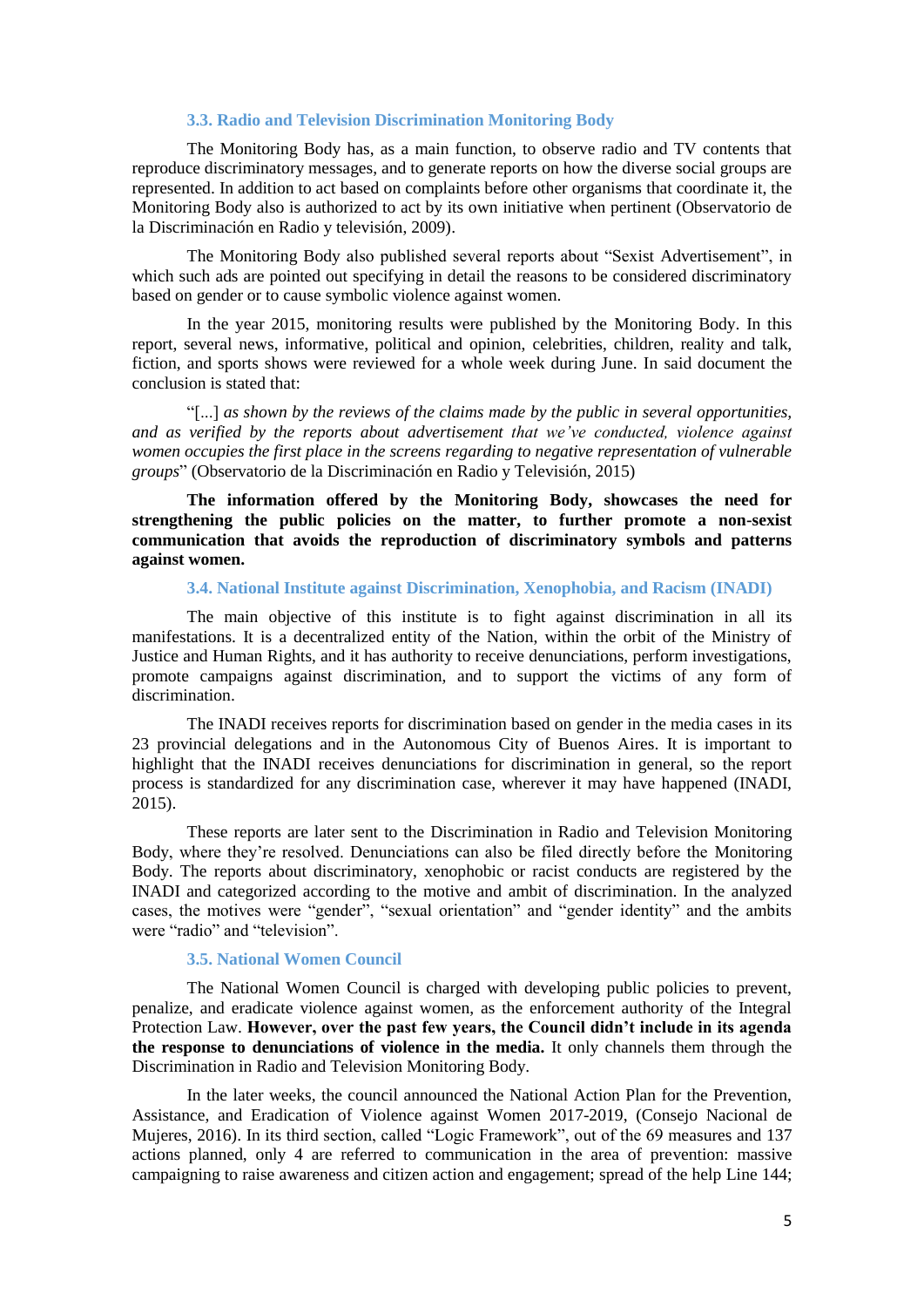### 3.3. Radio and Television Discrimination Monitoring Body

The Monitoring Body has, as a main function, to observe radio and TV contents that reproduce discriminatory messages, and to generate reports on how the diverse social groups are represented. In addition to act based on complaints before other organisms that coordinate it, the Monitoring Body also is authorized to act by its own initiative when pertinent (Observatorio de la Discriminación en Radio y televisión, 2009).

The Monitoring Body also published several reports about "Sexist Advertisement", in which such ads are pointed out specifying in detail the reasons to be considered discriminatory based on gender or to cause symbolic violence against women.

In the year 2015, monitoring results were published by the Monitoring Body. In this report, several news, informative, political and opinion, celebrities, children, reality and talk, fiction, and sports shows were reviewed for a whole week during June. In said document the conclusion is stated that:

"[...] *as shown by the reviews of the claims made by the public in several opportunities, and as verified by the reports about advertisement that we've conducted, violence against women occupies the first place in the screens regarding to negative representation of vulnerable groups*" (Observatorio de la Discriminación en Radio y Televisión, 2015)

**The information offered by the Monitoring Body, showcases the need for strengthening the public policies on the matter, to further promote a non-sexist communication that avoids the reproduction of discriminatory symbols and patterns against women.**

### 3.4. National Institute against Discrimination, Xenophobia, and Racism (INADI)

The main objective of this institute is to fight against discrimination in all its manifestations. It is a decentralized entity of the Nation, within the orbit of the Ministry of Justice and Human Rights, and it has authority to receive denunciations, perform investigations, promote campaigns against discrimination, and to support the victims of any form of discrimination.

The INADI receives reports for discrimination based on gender in the media cases in its 23 provincial delegations and in the Autonomous City of Buenos Aires. It is important to highlight that the INADI receives denunciations for discrimination in general, so the report process is standardized for any discrimination case, wherever it may have happened (INADI, 2015).

These reports are later sent to the Discrimination in Radio and Television Monitoring Body, where they're resolved. Denunciations can also be filed directly before the Monitoring Body. The reports about discriminatory, xenophobic or racist conducts are registered by the INADI and categorized according to the motive and ambit of discrimination. In the analyzed cases, the motives were "gender", "sexual orientation" and "gender identity" and the ambits were "radio" and "television".

### 3.5. National Women Council

The National Women Council is charged with developing public policies to prevent, penalize, and eradicate violence against women, as the enforcement authority of the Integral Protection Law. **However, over the past few years, the Council didn't include in its agenda the response to denunciations of violence in the media.** It only channels them through the Discrimination in Radio and Television Monitoring Body.

In the later weeks, the council announced the National Action Plan for the Prevention, Assistance, and Eradication of Violence against Women 2017-2019, (Consejo Nacional de Mujeres, 2016). In its third section, called "Logic Framework", out of the 69 measures and 137 actions planned, only 4 are referred to communication in the area of prevention: massive campaigning to raise awareness and citizen action and engagement; spread of the help Line 144;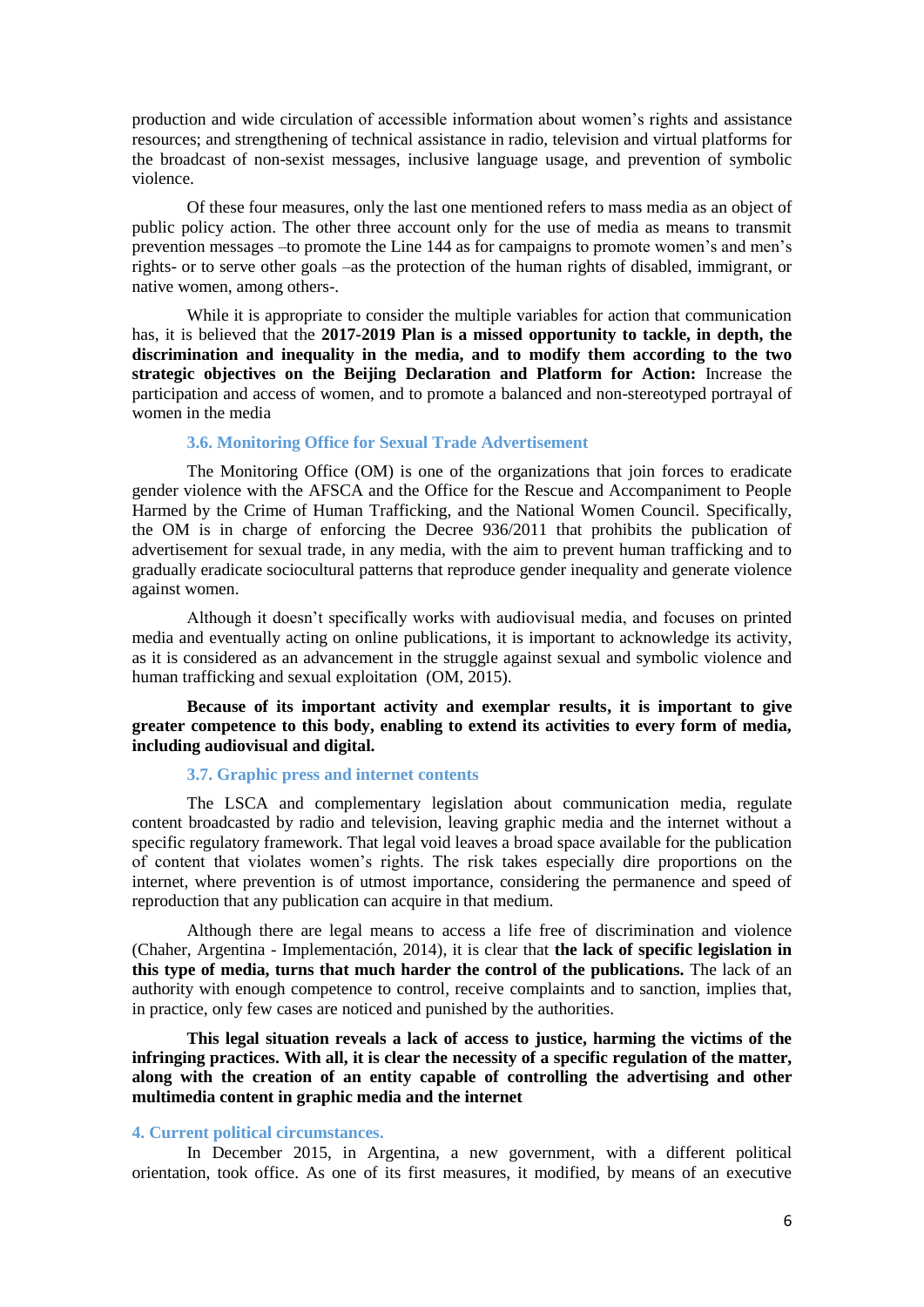production and wide circulation of accessible information about women's rights and assistance resources; and strengthening of technical assistance in radio, television and virtual platforms for the broadcast of non-sexist messages, inclusive language usage, and prevention of symbolic violence.

Of these four measures, only the last one mentioned refers to mass media as an object of public policy action. The other three account only for the use of media as means to transmit prevention messages –to promote the Line 144 as for campaigns to promote women's and men's rights- or to serve other goals –as the protection of the human rights of disabled, immigrant, or native women, among others-.

While it is appropriate to consider the multiple variables for action that communication has, it is believed that the **2017-2019 Plan is a missed opportunity to tackle, in depth, the discrimination and inequality in the media, and to modify them according to the two strategic objectives on the Beijing Declaration and Platform for Action:** Increase the participation and access of women, and to promote a balanced and non-stereotyped portrayal of women in the media

### 3.6. Monitoring Office for Sexual Trade Advertisement

The Monitoring Office (OM) is one of the organizations that join forces to eradicate gender violence with the AFSCA and the Office for the Rescue and Accompaniment to People Harmed by the Crime of Human Trafficking, and the National Women Council. Specifically, the OM is in charge of enforcing the Decree 936/2011 that prohibits the publication of advertisement for sexual trade, in any media, with the aim to prevent human trafficking and to gradually eradicate sociocultural patterns that reproduce gender inequality and generate violence against women.

Although it doesn't specifically works with audiovisual media, and focuses on printed media and eventually acting on online publications, it is important to acknowledge its activity, as it is considered as an advancement in the struggle against sexual and symbolic violence and human trafficking and sexual exploitation (OM, 2015).

**Because of its important activity and exemplar results, it is important to give greater competence to this body, enabling to extend its activities to every form of media, including audiovisual and digital.**

### 3.7. Graphic press and internet contents

The LSCA and complementary legislation about communication media, regulate content broadcasted by radio and television, leaving graphic media and the internet without a specific regulatory framework. That legal void leaves a broad space available for the publication of content that violates women's rights. The risk takes especially dire proportions on the internet, where prevention is of utmost importance, considering the permanence and speed of reproduction that any publication can acquire in that medium.

Although there are legal means to access a life free of discrimination and violence (Chaher, Argentina - Implementación, 2014), it is clear that **the lack of specific legislation in this type of media, turns that much harder the control of the publications.** The lack of an authority with enough competence to control, receive complaints and to sanction, implies that, in practice, only few cases are noticed and punished by the authorities.

**This legal situation reveals a lack of access to justice, harming the victims of the infringing practices. With all, it is clear the necessity of a specific regulation of the matter, along with the creation of an entity capable of controlling the advertising and other multimedia content in graphic media and the internet**

## 4. Current political circumstances.

In December 2015, in Argentina, a new government, with a different political orientation, took office. As one of its first measures, it modified, by means of an executive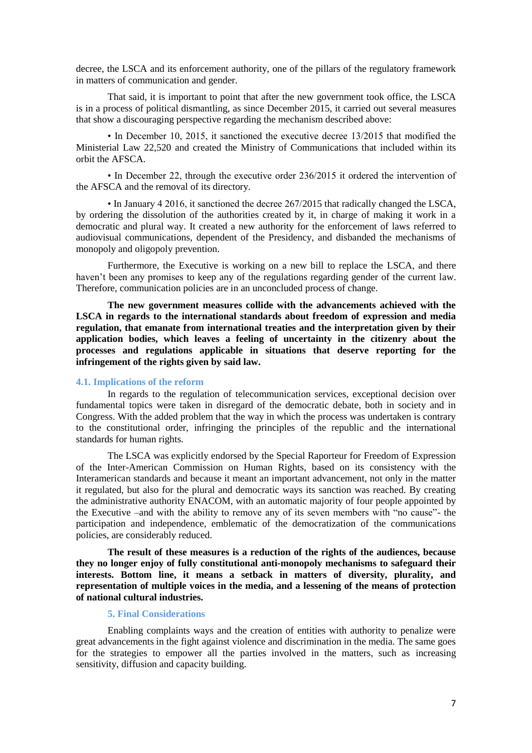decree, the LSCA and its enforcement authority, one of the pillars of the regulatory framework in matters of communication and gender.

That said, it is important to point that after the new government took office, the LSCA is in a process of political dismantling, as since December 2015, it carried out several measures that show a discouraging perspective regarding the mechanism described above:

• In December 10, 2015, it sanctioned the executive decree 13/2015 that modified the Ministerial Law 22,520 and created the Ministry of Communications that included within its orbit the AFSCA.

• In December 22, through the executive order 236/2015 it ordered the intervention of the AFSCA and the removal of its directory.

• In January 4 2016, it sanctioned the decree 267/2015 that radically changed the LSCA, by ordering the dissolution of the authorities created by it, in charge of making it work in a democratic and plural way. It created a new authority for the enforcement of laws referred to audiovisual communications, dependent of the Presidency, and disbanded the mechanisms of monopoly and oligopoly prevention.

Furthermore, the Executive is working on a new bill to replace the LSCA, and there haven't been any promises to keep any of the regulations regarding gender of the current law. Therefore, communication policies are in an unconcluded process of change.

**The new government measures collide with the advancements achieved with the LSCA in regards to the international standards about freedom of expression and media regulation, that emanate from international treaties and the interpretation given by their application bodies, which leaves a feeling of uncertainty in the citizenry about the processes and regulations applicable in situations that deserve reporting for the infringement of the rights given by said law.**

### 4.1. Implications of the reform

In regards to the regulation of telecommunication services, exceptional decision over fundamental topics were taken in disregard of the democratic debate, both in society and in Congress. With the added problem that the way in which the process was undertaken is contrary to the constitutional order, infringing the principles of the republic and the international standards for human rights.

The LSCA was explicitly endorsed by the Special Raporteur for Freedom of Expression of the Inter-American Commission on Human Rights, based on its consistency with the Interamerican standards and because it meant an important advancement, not only in the matter it regulated, but also for the plural and democratic ways its sanction was reached. By creating the administrative authority ENACOM, with an automatic majority of four people appointed by the Executive –and with the ability to remove any of its seven members with "no cause"- the participation and independence, emblematic of the democratization of the communications policies, are considerably reduced.

**The result of these measures is a reduction of the rights of the audiences, because they no longer enjoy of fully constitutional anti-monopoly mechanisms to safeguard their interests. Bottom line, it means a setback in matters of diversity, plurality, and representation of multiple voices in the media, and a lessening of the means of protection of national cultural industries.**

## 5. Final Considerations

Enabling complaints ways and the creation of entities with authority to penalize were great advancements in the fight against violence and discrimination in the media. The same goes for the strategies to empower all the parties involved in the matters, such as increasing sensitivity, diffusion and capacity building.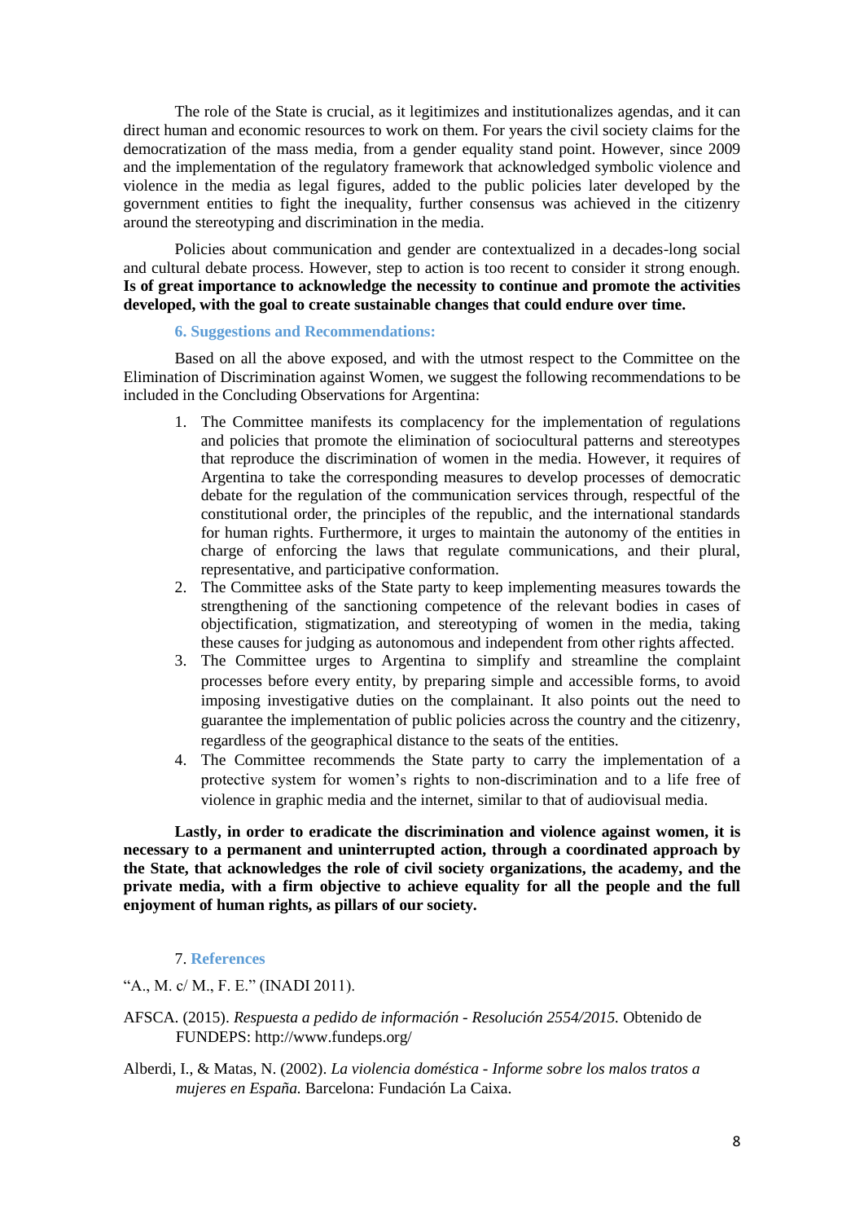The role of the State is crucial, as it legitimizes and institutionalizes agendas, and it can direct human and economic resources to work on them. For years the civil society claims for the democratization of the mass media, from a gender equality stand point. However, since 2009 and the implementation of the regulatory framework that acknowledged symbolic violence and violence in the media as legal figures, added to the public policies later developed by the government entities to fight the inequality, further consensus was achieved in the citizenry around the stereotyping and discrimination in the media.

Policies about communication and gender are contextualized in a decades-long social and cultural debate process. However, step to action is too recent to consider it strong enough. **Is of great importance to acknowledge the necessity to continue and promote the activities developed, with the goal to create sustainable changes that could endure over time.**

## 6. Suggestions and Recommendations:

Based on all the above exposed, and with the utmost respect to the Committee on the Elimination of Discrimination against Women, we suggest the following recommendations to be included in the Concluding Observations for Argentina:

1. The Committee manifests its complacency for the implementation of regulations and policies that promote the elimination of sociocultural patterns and stereotypes that reproduce the discrimination of women in the media. However, it requires of Argentina to take the corresponding measures to develop processes of democratic debate for the regulation of the communication services through, respectful of the constitutional order, the principles of the republic, and the international standards for human rights. Furthermore, it urges to maintain the autonomy of the entities in charge of enforcing the laws that regulate communications, and their plural, representative, and participative conformation.
2. The Committee asks of the State party to keep implementing measures towards the strengthening of the sanctioning competence of the relevant bodies in cases of objectification, stigmatization, and stereotyping of women in the media, taking these causes for judging as autonomous and independent from other rights affected.
3. The Committee urges to Argentina to simplify and streamline the complaint processes before every entity, by preparing simple and accessible forms, to avoid imposing investigative duties on the complainant. It also points out the need to guarantee the implementation of public policies across the country and the citizenry, regardless of the geographical distance to the seats of the entities.
4. The Committee recommends the State party to carry the implementation of a protective system for women's rights to non-discrimination and to a life free of violence in graphic media and the internet, similar to that of audiovisual media.

**Lastly, in order to eradicate the discrimination and violence against women, it is necessary to a permanent and uninterrupted action, through a coordinated approach by the State, that acknowledges the role of civil society organizations, the academy, and the private media, with a firm objective to achieve equality for all the people and the full enjoyment of human rights, as pillars of our society.**

## 7. References

"A., M. c/ M., F. E." (INADI 2011).

AFSCA. (2015). *Respuesta a pedido de información - Resolución 2554/2015.* Obtenido de FUNDEPS: http://www.fundeps.org/

Alberdi, I., & Matas, N. (2002). *La violencia doméstica - Informe sobre los malos tratos a mujeres en España.* Barcelona: Fundación La Caixa.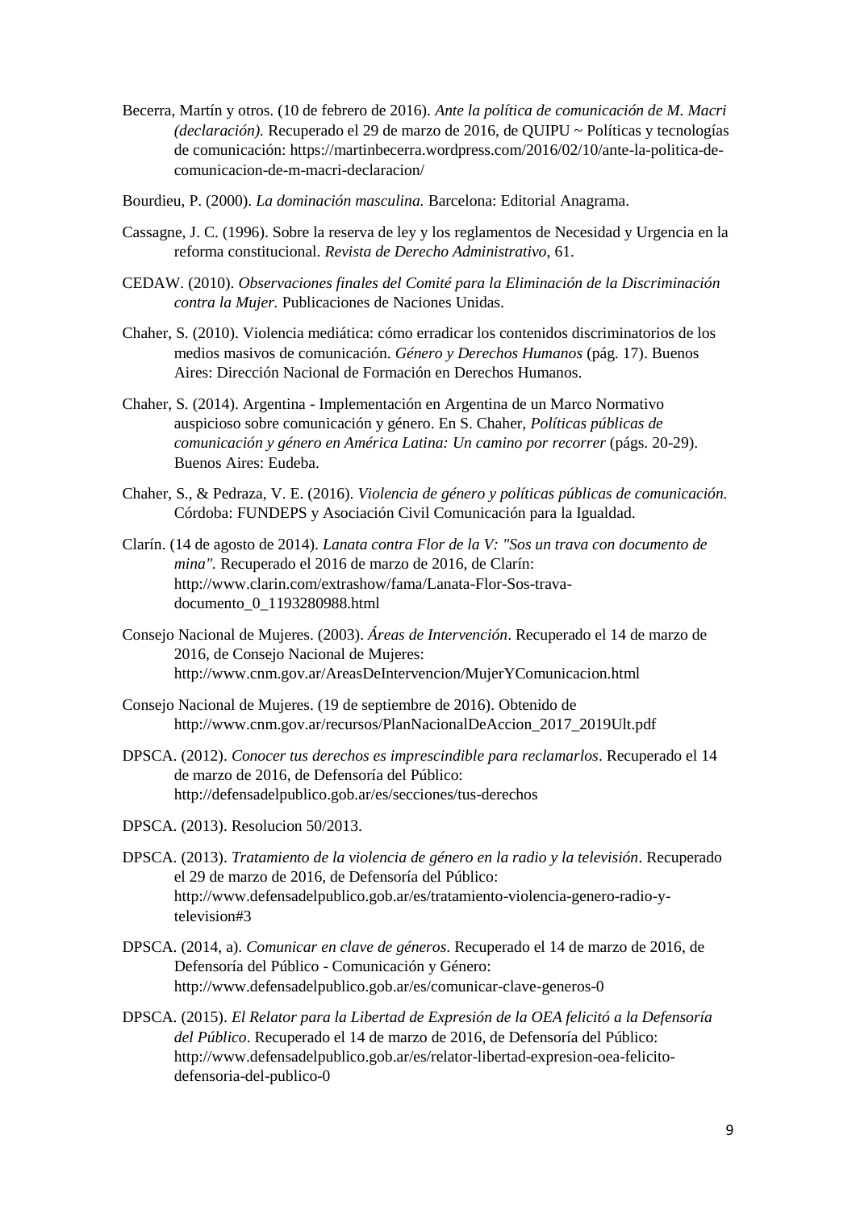Becerra, Martín y otros. (10 de febrero de 2016). *Ante la política de comunicación de M. Macri (declaración).* Recuperado el 29 de marzo de 2016, de QUIPU ~ Políticas y tecnologías de comunicación: https://martinbecerra.wordpress.com/2016/02/10/ante-la-politica-de-comunicacion-de-m-macri-declaracion/

Bourdieu, P. (2000). *La dominación masculina.* Barcelona: Editorial Anagrama.

Cassagne, J. C. (1996). Sobre la reserva de ley y los reglamentos de Necesidad y Urgencia en la reforma constitucional. *Revista de Derecho Administrativo*, 61.

CEDAW. (2010). *Observaciones finales del Comité para la Eliminación de la Discriminación contra la Mujer.* Publicaciones de Naciones Unidas.

Chaher, S. (2010). Violencia mediática: cómo erradicar los contenidos discriminatorios de los medios masivos de comunicación. *Género y Derechos Humanos* (pág. 17). Buenos Aires: Dirección Nacional de Formación en Derechos Humanos.

Chaher, S. (2014). Argentina - Implementación en Argentina de un Marco Normativo auspicioso sobre comunicación y género. En S. Chaher, *Políticas públicas de comunicación y género en América Latina: Un camino por recorrer* (págs. 20-29). Buenos Aires: Eudeba.

Chaher, S., & Pedraza, V. E. (2016). *Violencia de género y políticas públicas de comunicación.* Córdoba: FUNDEPS y Asociación Civil Comunicación para la Igualdad.

Clarín. (14 de agosto de 2014). *Lanata contra Flor de la V: "Sos un trava con documento de mina".* Recuperado el 2016 de marzo de 2016, de Clarín: http://www.clarin.com/extrashow/fama/Lanata-Flor-Sos-trava-documento_0_1193280988.html

Consejo Nacional de Mujeres. (2003). *Áreas de Intervención*. Recuperado el 14 de marzo de 2016, de Consejo Nacional de Mujeres: http://www.cnm.gov.ar/AreasDeIntervencion/MujerYComunicacion.html

Consejo Nacional de Mujeres. (19 de septiembre de 2016). Obtenido de http://www.cnm.gov.ar/recursos/PlanNacionalDeAccion_2017_2019Ult.pdf

DPSCA. (2012). *Conocer tus derechos es imprescindible para reclamarlos*. Recuperado el 14 de marzo de 2016, de Defensoría del Público: http://defensadelpublico.gob.ar/es/secciones/tus-derechos

DPSCA. (2013). Resolucion 50/2013.

DPSCA. (2013). *Tratamiento de la violencia de género en la radio y la televisión*. Recuperado el 29 de marzo de 2016, de Defensoría del Público: http://www.defensadelpublico.gob.ar/es/tratamiento-violencia-genero-radio-y-television#3

DPSCA. (2014, a). *Comunicar en clave de géneros*. Recuperado el 14 de marzo de 2016, de Defensoría del Público - Comunicación y Género: http://www.defensadelpublico.gob.ar/es/comunicar-clave-generos-0

DPSCA. (2015). *El Relator para la Libertad de Expresión de la OEA felicitó a la Defensoría del Público*. Recuperado el 14 de marzo de 2016, de Defensoría del Público: http://www.defensadelpublico.gob.ar/es/relator-libertad-expresion-oea-felicito-defensoria-del-publico-0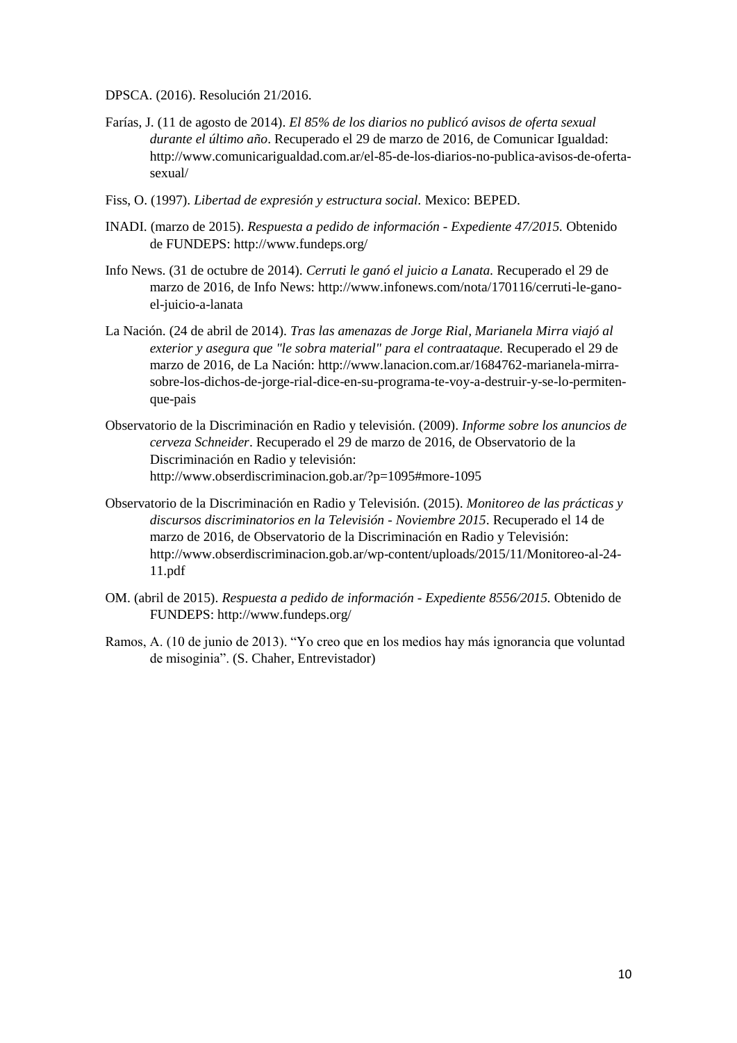DPSCA. (2016). Resolución 21/2016.

Farías, J. (11 de agosto de 2014). *El 85% de los diarios no publicó avisos de oferta sexual durante el último año*. Recuperado el 29 de marzo de 2016, de Comunicar Igualdad: http://www.comunicarigualdad.com.ar/el-85-de-los-diarios-no-publica-avisos-de-oferta-sexual/

Fiss, O. (1997). *Libertad de expresión y estructura social.* Mexico: BEPED.

INADI. (marzo de 2015). *Respuesta a pedido de información - Expediente 47/2015.* Obtenido de FUNDEPS: http://www.fundeps.org/

Info News. (31 de octubre de 2014). *Cerruti le ganó el juicio a Lanata.* Recuperado el 29 de marzo de 2016, de Info News: http://www.infonews.com/nota/170116/cerruti-le-gano-el-juicio-a-lanata

La Nación. (24 de abril de 2014). *Tras las amenazas de Jorge Rial, Marianela Mirra viajó al exterior y asegura que "le sobra material" para el contraataque.* Recuperado el 29 de marzo de 2016, de La Nación: http://www.lanacion.com.ar/1684762-marianela-mirra-sobre-los-dichos-de-jorge-rial-dice-en-su-programa-te-voy-a-destruir-y-se-lo-permiten-que-pais

Observatorio de la Discriminación en Radio y televisión. (2009). *Informe sobre los anuncios de cerveza Schneider*. Recuperado el 29 de marzo de 2016, de Observatorio de la Discriminación en Radio y televisión: http://www.obserdiscriminacion.gob.ar/?p=1095#more-1095

Observatorio de la Discriminación en Radio y Televisión. (2015). *Monitoreo de las prácticas y discursos discriminatorios en la Televisión - Noviembre 2015*. Recuperado el 14 de marzo de 2016, de Observatorio de la Discriminación en Radio y Televisión: http://www.obserdiscriminacion.gob.ar/wp-content/uploads/2015/11/Monitoreo-al-24-11.pdf

OM. (abril de 2015). *Respuesta a pedido de información - Expediente 8556/2015.* Obtenido de FUNDEPS: http://www.fundeps.org/

Ramos, A. (10 de junio de 2013). "Yo creo que en los medios hay más ignorancia que voluntad de misoginia". (S. Chaher, Entrevistador)